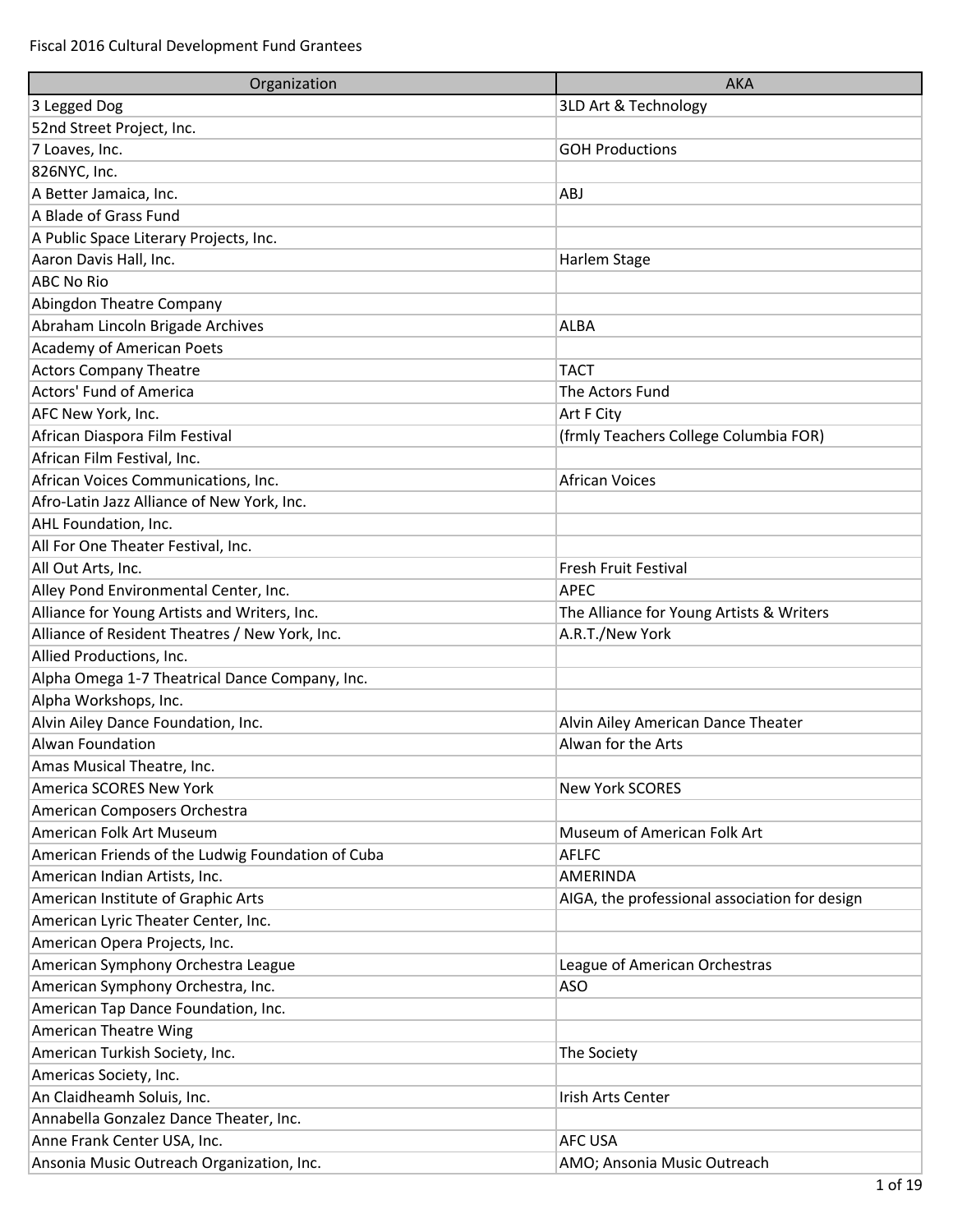Fiscal 2016 Cultural Development Fund Grantees

| Organization | AKA |
| --- | --- |
| 3 Legged Dog | 3LD Art & Technology |
| 52nd Street Project, Inc. | |
| 7 Loaves, Inc. | GOH Productions |
| 826NYC, Inc. | |
| A Better Jamaica, Inc. | ABJ |
| A Blade of Grass Fund | |
| A Public Space Literary Projects, Inc. | |
| Aaron Davis Hall, Inc. | Harlem Stage |
| ABC No Rio | |
| Abingdon Theatre Company | |
| Abraham Lincoln Brigade Archives | ALBA |
| Academy of American Poets | |
| Actors Company Theatre | TACT |
| Actors' Fund of America | The Actors Fund |
| AFC New York, Inc. | Art F City |
| African Diaspora Film Festival | (frmly Teachers College Columbia FOR) |
| African Film Festival, Inc. | |
| African Voices Communications, Inc. | African Voices |
| Afro-Latin Jazz Alliance of New York, Inc. | |
| AHL Foundation, Inc. | |
| All For One Theater Festival, Inc. | |
| All Out Arts, Inc. | Fresh Fruit Festival |
| Alley Pond Environmental Center, Inc. | APEC |
| Alliance for Young Artists and Writers, Inc. | The Alliance for Young Artists & Writers |
| Alliance of Resident Theatres / New York, Inc. | A.R.T./New York |
| Allied Productions, Inc. | |
| Alpha Omega 1-7 Theatrical Dance Company, Inc. | |
| Alpha Workshops, Inc. | |
| Alvin Ailey Dance Foundation, Inc. | Alvin Ailey American Dance Theater |
| Alwan Foundation | Alwan for the Arts |
| Amas Musical Theatre, Inc. | |
| America SCORES New York | New York SCORES |
| American Composers Orchestra | |
| American Folk Art Museum | Museum of American Folk Art |
| American Friends of the Ludwig Foundation of Cuba | AFLFC |
| American Indian Artists, Inc. | AMERINDA |
| American Institute of Graphic Arts | AIGA, the professional association for design |
| American Lyric Theater Center, Inc. | |
| American Opera Projects, Inc. | |
| American Symphony Orchestra League | League of American Orchestras |
| American Symphony Orchestra, Inc. | ASO |
| American Tap Dance Foundation, Inc. | |
| American Theatre Wing | |
| American Turkish Society, Inc. | The Society |
| Americas Society, Inc. | |
| An Claidheamh Soluis, Inc. | Irish Arts Center |
| Annabella Gonzalez Dance Theater, Inc. | |
| Anne Frank Center USA, Inc. | AFC USA |
| Ansonia Music Outreach Organization, Inc. | AMO; Ansonia Music Outreach |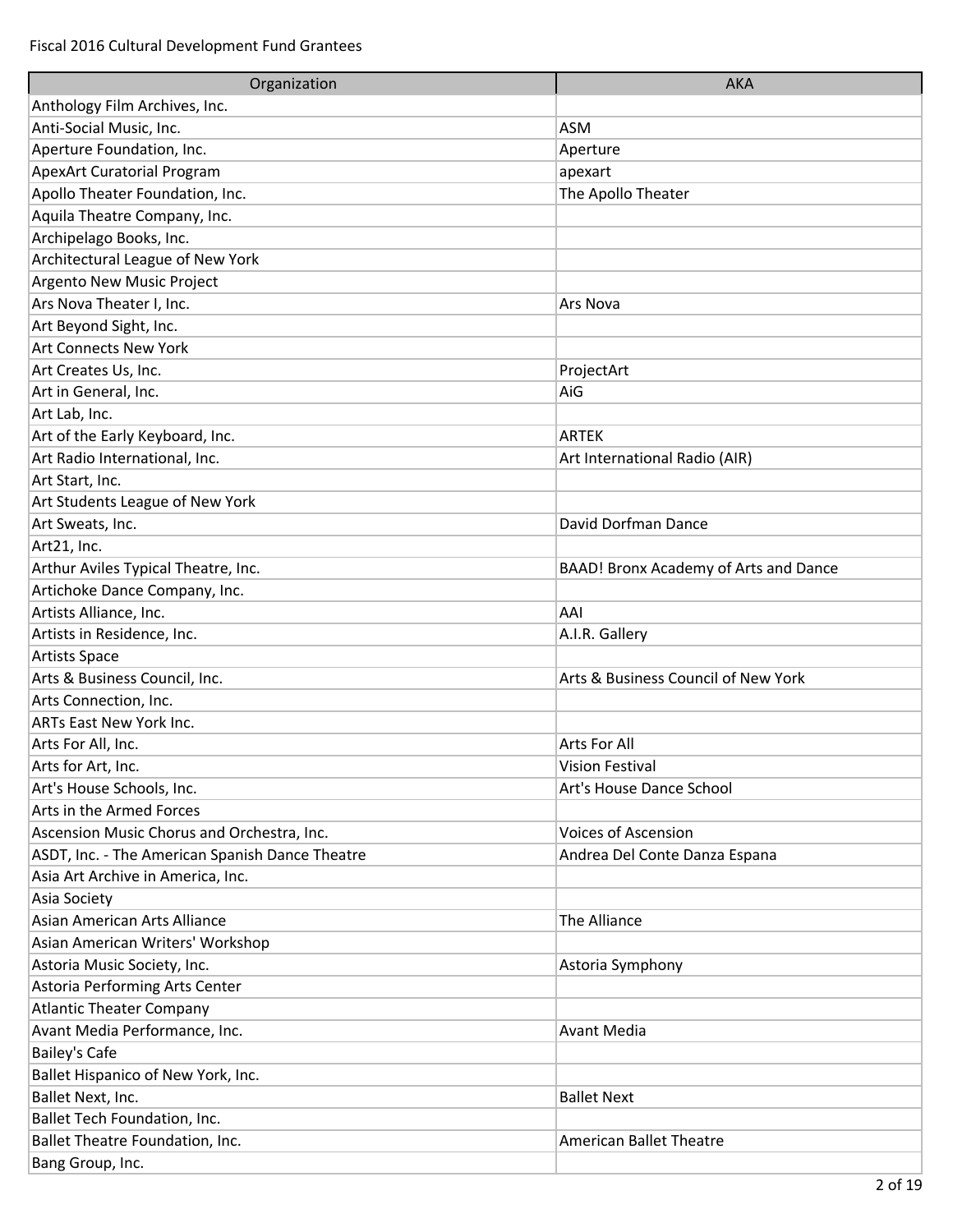Fiscal 2016 Cultural Development Fund Grantees

| Organization | AKA |
| --- | --- |
| Anthology Film Archives, Inc. | |
| Anti-Social Music, Inc. | ASM |
| Aperture Foundation, Inc. | Aperture |
| ApexArt Curatorial Program | apexart |
| Apollo Theater Foundation, Inc. | The Apollo Theater |
| Aquila Theatre Company, Inc. | |
| Archipelago Books, Inc. | |
| Architectural League of New York | |
| Argento New Music Project | |
| Ars Nova Theater I, Inc. | Ars Nova |
| Art Beyond Sight, Inc. | |
| Art Connects New York | |
| Art Creates Us, Inc. | ProjectArt |
| Art in General, Inc. | AiG |
| Art Lab, Inc. | |
| Art of the Early Keyboard, Inc. | ARTEK |
| Art Radio International, Inc. | Art International Radio (AIR) |
| Art Start, Inc. | |
| Art Students League of New York | |
| Art Sweats, Inc. | David Dorfman Dance |
| Art21, Inc. | |
| Arthur Aviles Typical Theatre, Inc. | BAAD! Bronx Academy of Arts and Dance |
| Artichoke Dance Company, Inc. | |
| Artists Alliance, Inc. | AAI |
| Artists in Residence, Inc. | A.I.R. Gallery |
| Artists Space | |
| Arts & Business Council, Inc. | Arts & Business Council of New York |
| Arts Connection, Inc. | |
| ARTs East New York Inc. | |
| Arts For All, Inc. | Arts For All |
| Arts for Art, Inc. | Vision Festival |
| Art's House Schools, Inc. | Art's House Dance School |
| Arts in the Armed Forces | |
| Ascension Music Chorus and Orchestra, Inc. | Voices of Ascension |
| ASDT, Inc. - The American Spanish Dance Theatre | Andrea Del Conte Danza Espana |
| Asia Art Archive in America, Inc. | |
| Asia Society | |
| Asian American Arts Alliance | The Alliance |
| Asian American Writers' Workshop | |
| Astoria Music Society, Inc. | Astoria Symphony |
| Astoria Performing Arts Center | |
| Atlantic Theater Company | |
| Avant Media Performance, Inc. | Avant Media |
| Bailey's Cafe | |
| Ballet Hispanico of New York, Inc. | |
| Ballet Next, Inc. | Ballet Next |
| Ballet Tech Foundation, Inc. | |
| Ballet Theatre Foundation, Inc. | American Ballet Theatre |
| Bang Group, Inc. | |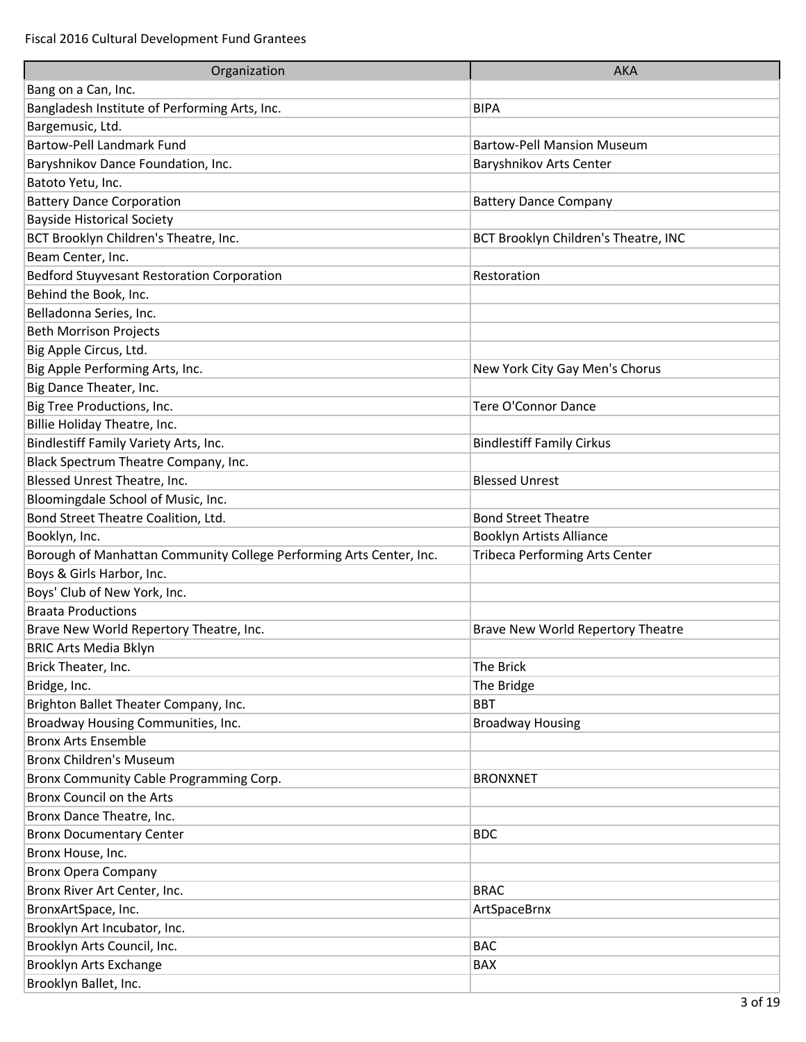Fiscal 2016 Cultural Development Fund Grantees

| Organization | AKA |
| --- | --- |
| Bang on a Can, Inc. | |
| Bangladesh Institute of Performing Arts, Inc. | BIPA |
| Bargemusic, Ltd. | |
| Bartow-Pell Landmark Fund | Bartow-Pell Mansion Museum |
| Baryshnikov Dance Foundation, Inc. | Baryshnikov Arts Center |
| Batoto Yetu, Inc. | |
| Battery Dance Corporation | Battery Dance Company |
| Bayside Historical Society | |
| BCT Brooklyn Children's Theatre, Inc. | BCT Brooklyn Children's Theatre, INC |
| Beam Center, Inc. | |
| Bedford Stuyvesant Restoration Corporation | Restoration |
| Behind the Book, Inc. | |
| Belladonna Series, Inc. | |
| Beth Morrison Projects | |
| Big Apple Circus, Ltd. | |
| Big Apple Performing Arts, Inc. | New York City Gay Men's Chorus |
| Big Dance Theater, Inc. | |
| Big Tree Productions, Inc. | Tere O'Connor Dance |
| Billie Holiday Theatre, Inc. | |
| Bindlestiff Family Variety Arts, Inc. | Bindlestiff Family Cirkus |
| Black Spectrum Theatre Company, Inc. | |
| Blessed Unrest Theatre, Inc. | Blessed Unrest |
| Bloomingdale School of Music, Inc. | |
| Bond Street Theatre Coalition, Ltd. | Bond Street Theatre |
| Booklyn, Inc. | Booklyn Artists Alliance |
| Borough of Manhattan Community College Performing Arts Center, Inc. | Tribeca Performing Arts Center |
| Boys & Girls Harbor, Inc. | |
| Boys' Club of New York, Inc. | |
| Braata Productions | |
| Brave New World Repertory Theatre, Inc. | Brave New World Repertory Theatre |
| BRIC Arts Media Bklyn | |
| Brick Theater, Inc. | The Brick |
| Bridge, Inc. | The Bridge |
| Brighton Ballet Theater Company, Inc. | BBT |
| Broadway Housing Communities, Inc. | Broadway Housing |
| Bronx Arts Ensemble | |
| Bronx Children's Museum | |
| Bronx Community Cable Programming Corp. | BRONXNET |
| Bronx Council on the Arts | |
| Bronx Dance Theatre, Inc. | |
| Bronx Documentary Center | BDC |
| Bronx House, Inc. | |
| Bronx Opera Company | |
| Bronx River Art Center, Inc. | BRAC |
| BronxArtSpace, Inc. | ArtSpaceBrnx |
| Brooklyn Art Incubator, Inc. | |
| Brooklyn Arts Council, Inc. | BAC |
| Brooklyn Arts Exchange | BAX |
| Brooklyn Ballet, Inc. | |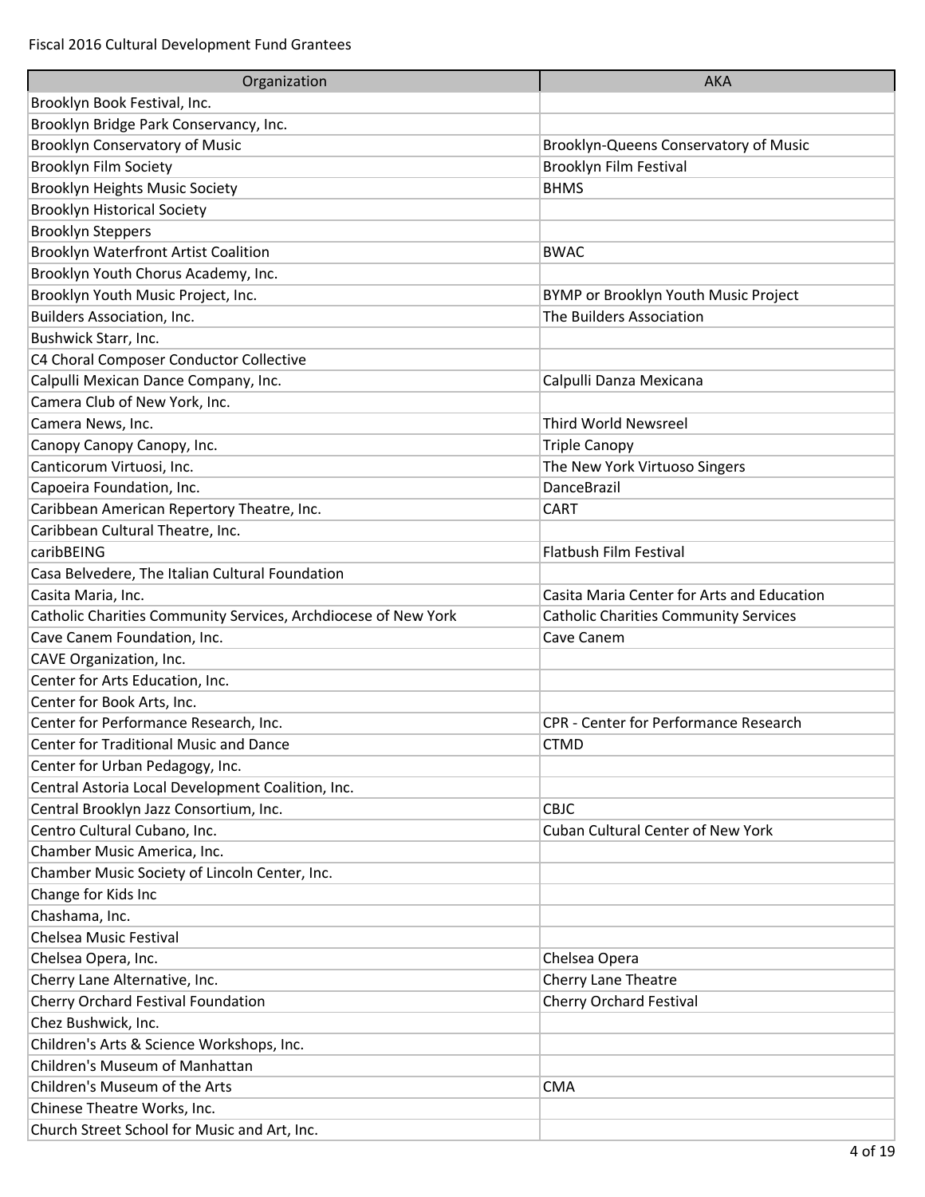Fiscal 2016 Cultural Development Fund Grantees

| Organization | AKA |
|---|---|
| Brooklyn Book Festival, Inc. | |
| Brooklyn Bridge Park Conservancy, Inc. | |
| Brooklyn Conservatory of Music | Brooklyn-Queens Conservatory of Music |
| Brooklyn Film Society | Brooklyn Film Festival |
| Brooklyn Heights Music Society | BHMS |
| Brooklyn Historical Society | |
| Brooklyn Steppers | |
| Brooklyn Waterfront Artist Coalition | BWAC |
| Brooklyn Youth Chorus Academy, Inc. | |
| Brooklyn Youth Music Project, Inc. | BYMP or Brooklyn Youth Music Project |
| Builders Association, Inc. | The Builders Association |
| Bushwick Starr, Inc. | |
| C4 Choral Composer Conductor Collective | |
| Calpulli Mexican Dance Company, Inc. | Calpulli Danza Mexicana |
| Camera Club of New York, Inc. | |
| Camera News, Inc. | Third World Newsreel |
| Canopy Canopy Canopy, Inc. | Triple Canopy |
| Canticorum Virtuosi, Inc. | The New York Virtuoso Singers |
| Capoeira Foundation, Inc. | DanceBrazil |
| Caribbean American Repertory Theatre, Inc. | CART |
| Caribbean Cultural Theatre, Inc. | |
| caribBEING | Flatbush Film Festival |
| Casa Belvedere, The Italian Cultural Foundation | |
| Casita Maria, Inc. | Casita Maria Center for Arts and Education |
| Catholic Charities Community Services, Archdiocese of New York | Catholic Charities Community Services |
| Cave Canem Foundation, Inc. | Cave Canem |
| CAVE Organization, Inc. | |
| Center for Arts Education, Inc. | |
| Center for Book Arts, Inc. | |
| Center for Performance Research, Inc. | CPR - Center for Performance Research |
| Center for Traditional Music and Dance | CTMD |
| Center for Urban Pedagogy, Inc. | |
| Central Astoria Local Development Coalition, Inc. | |
| Central Brooklyn Jazz Consortium, Inc. | CBJC |
| Centro Cultural Cubano, Inc. | Cuban Cultural Center of New York |
| Chamber Music America, Inc. | |
| Chamber Music Society of Lincoln Center, Inc. | |
| Change for Kids Inc | |
| Chashama, Inc. | |
| Chelsea Music Festival | |
| Chelsea Opera, Inc. | Chelsea Opera |
| Cherry Lane Alternative, Inc. | Cherry Lane Theatre |
| Cherry Orchard Festival Foundation | Cherry Orchard Festival |
| Chez Bushwick, Inc. | |
| Children's Arts & Science Workshops, Inc. | |
| Children's Museum of Manhattan | |
| Children's Museum of the Arts | CMA |
| Chinese Theatre Works, Inc. | |
| Church Street School for Music and Art, Inc. | |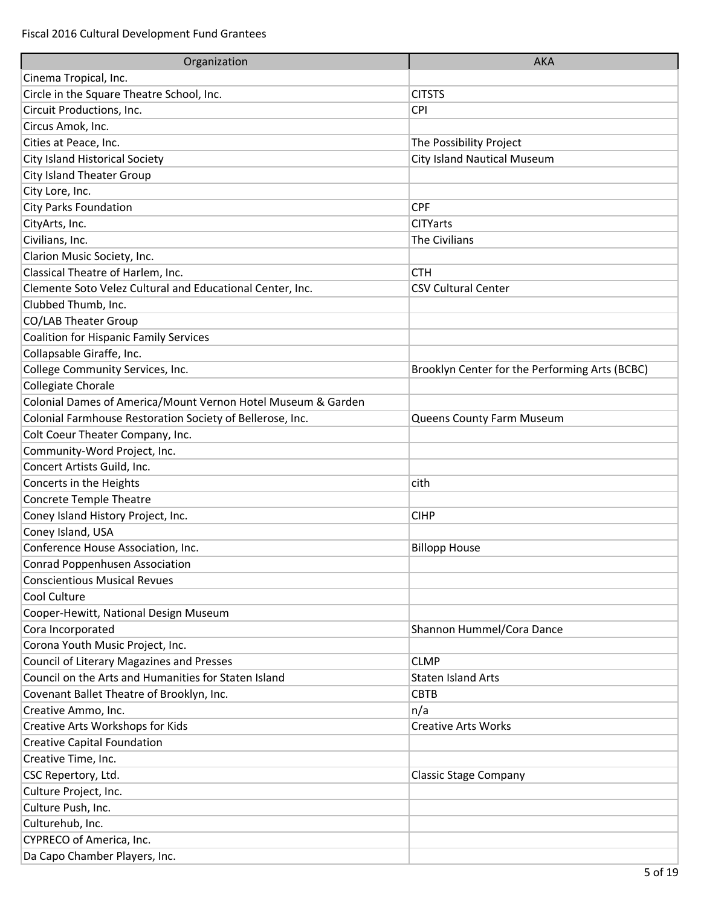Fiscal 2016 Cultural Development Fund Grantees

| Organization | AKA |
| --- | --- |
| Cinema Tropical, Inc. | |
| Circle in the Square Theatre School, Inc. | CITSTS |
| Circuit Productions, Inc. | CPI |
| Circus Amok, Inc. | |
| Cities at Peace, Inc. | The Possibility Project |
| City Island Historical Society | City Island Nautical Museum |
| City Island Theater Group | |
| City Lore, Inc. | |
| City Parks Foundation | CPF |
| CityArts, Inc. | CITYarts |
| Civilians, Inc. | The Civilians |
| Clarion Music Society, Inc. | |
| Classical Theatre of Harlem, Inc. | CTH |
| Clemente Soto Velez Cultural and Educational Center, Inc. | CSV Cultural Center |
| Clubbed Thumb, Inc. | |
| CO/LAB Theater Group | |
| Coalition for Hispanic Family Services | |
| Collapsable Giraffe, Inc. | |
| College Community Services, Inc. | Brooklyn Center for the Performing Arts (BCBC) |
| Collegiate Chorale | |
| Colonial Dames of America/Mount Vernon Hotel Museum & Garden | |
| Colonial Farmhouse Restoration Society of Bellerose, Inc. | Queens County Farm Museum |
| Colt Coeur Theater Company, Inc. | |
| Community-Word Project, Inc. | |
| Concert Artists Guild, Inc. | |
| Concerts in the Heights | cith |
| Concrete Temple Theatre | |
| Coney Island History Project, Inc. | CIHP |
| Coney Island, USA | |
| Conference House Association, Inc. | Billopp House |
| Conrad Poppenhusen Association | |
| Conscientious Musical Revues | |
| Cool Culture | |
| Cooper-Hewitt, National Design Museum | |
| Cora Incorporated | Shannon Hummel/Cora Dance |
| Corona Youth Music Project, Inc. | |
| Council of Literary Magazines and Presses | CLMP |
| Council on the Arts and Humanities for Staten Island | Staten Island Arts |
| Covenant Ballet Theatre of Brooklyn, Inc. | CBTB |
| Creative Ammo, Inc. | n/a |
| Creative Arts Workshops for Kids | Creative Arts Works |
| Creative Capital Foundation | |
| Creative Time, Inc. | |
| CSC Repertory, Ltd. | Classic Stage Company |
| Culture Project, Inc. | |
| Culture Push, Inc. | |
| Culturehub, Inc. | |
| CYPRECO of America, Inc. | |
| Da Capo Chamber Players, Inc. | |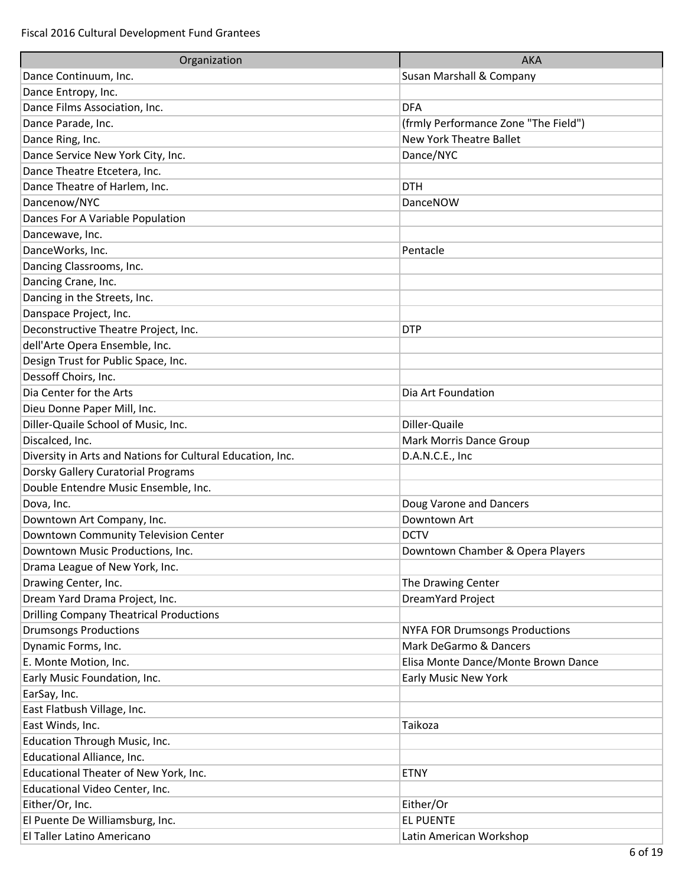| Organization | AKA |
| --- | --- |
| Dance Continuum, Inc. | Susan Marshall & Company |
| Dance Entropy, Inc. | |
| Dance Films Association, Inc. | DFA |
| Dance Parade, Inc. | (frmly Performance Zone "The Field") |
| Dance Ring, Inc. | New York Theatre Ballet |
| Dance Service New York City, Inc. | Dance/NYC |
| Dance Theatre Etcetera, Inc. | |
| Dance Theatre of Harlem, Inc. | DTH |
| Dancenow/NYC | DanceNOW |
| Dances For A Variable Population | |
| Dancewave, Inc. | |
| DanceWorks, Inc. | Pentacle |
| Dancing Classrooms, Inc. | |
| Dancing Crane, Inc. | |
| Dancing in the Streets, Inc. | |
| Danspace Project, Inc. | |
| Deconstructive Theatre Project, Inc. | DTP |
| dell'Arte Opera Ensemble, Inc. | |
| Design Trust for Public Space, Inc. | |
| Dessoff Choirs, Inc. | |
| Dia Center for the Arts | Dia Art Foundation |
| Dieu Donne Paper Mill, Inc. | |
| Diller-Quaile School of Music, Inc. | Diller-Quaile |
| Discalced, Inc. | Mark Morris Dance Group |
| Diversity in Arts and Nations for Cultural Education, Inc. | D.A.N.C.E., Inc |
| Dorsky Gallery Curatorial Programs | |
| Double Entendre Music Ensemble, Inc. | |
| Dova, Inc. | Doug Varone and Dancers |
| Downtown Art Company, Inc. | Downtown Art |
| Downtown Community Television Center | DCTV |
| Downtown Music Productions, Inc. | Downtown Chamber & Opera Players |
| Drama League of New York, Inc. | |
| Drawing Center, Inc. | The Drawing Center |
| Dream Yard Drama Project, Inc. | DreamYard Project |
| Drilling Company Theatrical Productions | |
| Drumsongs Productions | NYFA FOR Drumsongs Productions |
| Dynamic Forms, Inc. | Mark DeGarmo & Dancers |
| E. Monte Motion, Inc. | Elisa Monte Dance/Monte Brown Dance |
| Early Music Foundation, Inc. | Early Music New York |
| EarSay, Inc. | |
| East Flatbush Village, Inc. | |
| East Winds, Inc. | Taikoza |
| Education Through Music, Inc. | |
| Educational Alliance, Inc. | |
| Educational Theater of New York, Inc. | ETNY |
| Educational Video Center, Inc. | |
| Either/Or, Inc. | Either/Or |
| El Puente De Williamsburg, Inc. | EL PUENTE |
| El Taller Latino Americano | Latin American Workshop |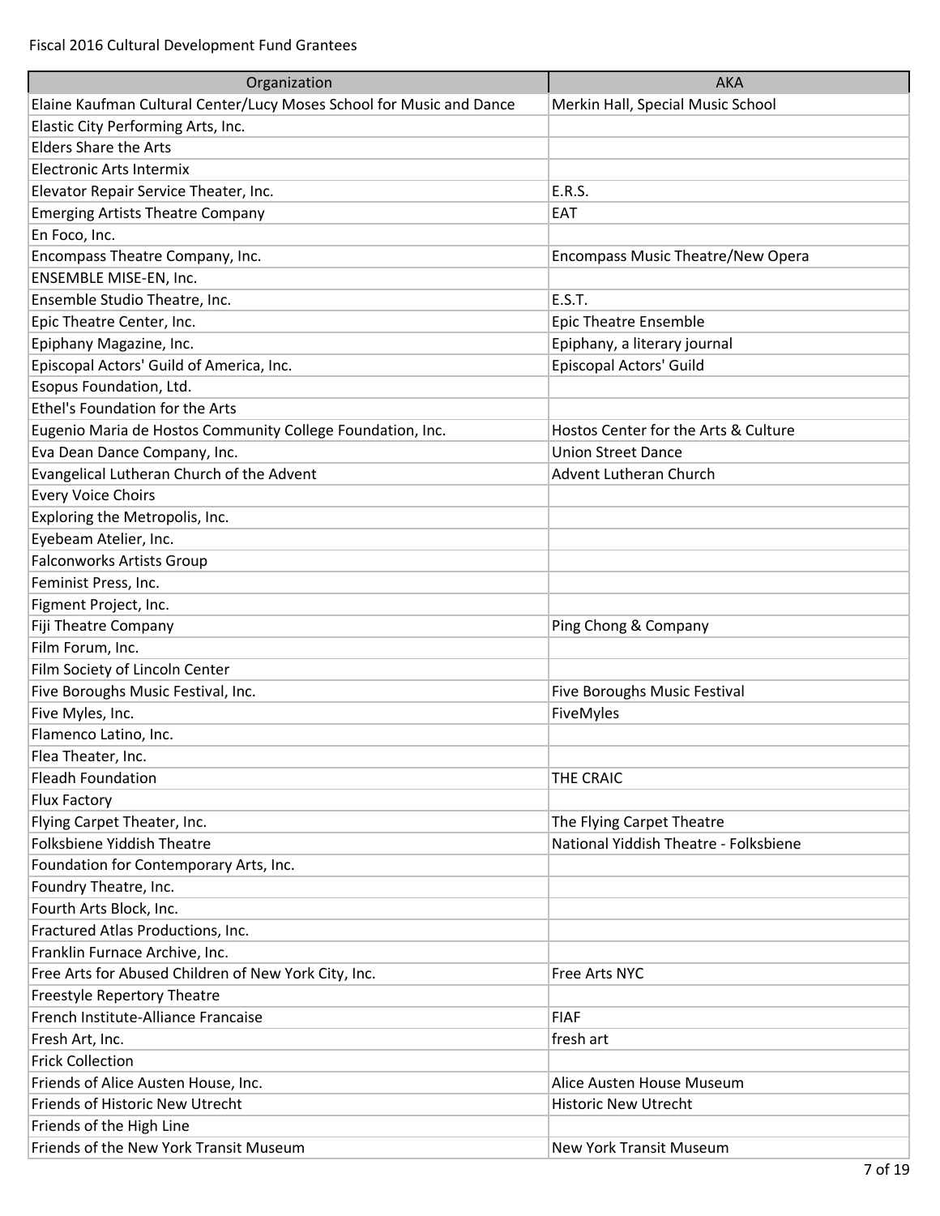Fiscal 2016 Cultural Development Fund Grantees

| Organization | AKA |
|---|---|
| Elaine Kaufman Cultural Center/Lucy Moses School for Music and Dance | Merkin Hall, Special Music School |
| Elastic City Performing Arts, Inc. | |
| Elders Share the Arts | |
| Electronic Arts Intermix | |
| Elevator Repair Service Theater, Inc. | E.R.S. |
| Emerging Artists Theatre Company | EAT |
| En Foco, Inc. | |
| Encompass Theatre Company, Inc. | Encompass Music Theatre/New Opera |
| ENSEMBLE MISE-EN, Inc. | |
| Ensemble Studio Theatre, Inc. | E.S.T. |
| Epic Theatre Center, Inc. | Epic Theatre Ensemble |
| Epiphany Magazine, Inc. | Epiphany, a literary journal |
| Episcopal Actors' Guild of America, Inc. | Episcopal Actors' Guild |
| Esopus Foundation, Ltd. | |
| Ethel's Foundation for the Arts | |
| Eugenio Maria de Hostos Community College Foundation, Inc. | Hostos Center for the Arts & Culture |
| Eva Dean Dance Company, Inc. | Union Street Dance |
| Evangelical Lutheran Church of the Advent | Advent Lutheran Church |
| Every Voice Choirs | |
| Exploring the Metropolis, Inc. | |
| Eyebeam Atelier, Inc. | |
| Falconworks Artists Group | |
| Feminist Press, Inc. | |
| Figment Project, Inc. | |
| Fiji Theatre Company | Ping Chong & Company |
| Film Forum, Inc. | |
| Film Society of Lincoln Center | |
| Five Boroughs Music Festival, Inc. | Five Boroughs Music Festival |
| Five Myles, Inc. | FiveMyles |
| Flamenco Latino, Inc. | |
| Flea Theater, Inc. | |
| Fleadh Foundation | THE CRAIC |
| Flux Factory | |
| Flying Carpet Theater, Inc. | The Flying Carpet Theatre |
| Folksbiene Yiddish Theatre | National Yiddish Theatre - Folksbiene |
| Foundation for Contemporary Arts, Inc. | |
| Foundry Theatre, Inc. | |
| Fourth Arts Block, Inc. | |
| Fractured Atlas Productions, Inc. | |
| Franklin Furnace Archive, Inc. | |
| Free Arts for Abused Children of New York City, Inc. | Free Arts NYC |
| Freestyle Repertory Theatre | |
| French Institute-Alliance Francaise | FIAF |
| Fresh Art, Inc. | fresh art |
| Frick Collection | |
| Friends of Alice Austen House, Inc. | Alice Austen House Museum |
| Friends of Historic New Utrecht | Historic New Utrecht |
| Friends of the High Line | |
| Friends of the New York Transit Museum | New York Transit Museum |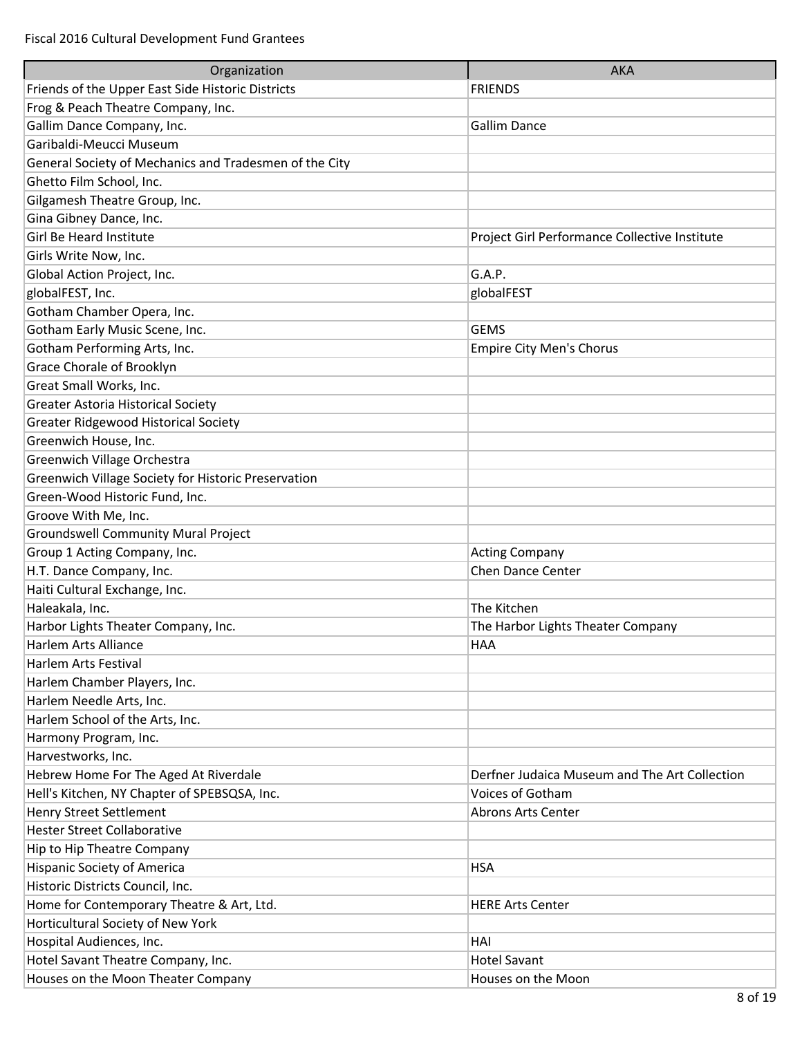Fiscal 2016 Cultural Development Fund Grantees

| Organization | AKA |
|---|---|
| Friends of the Upper East Side Historic Districts | FRIENDS |
| Frog & Peach Theatre Company, Inc. | |
| Gallim Dance Company, Inc. | Gallim Dance |
| Garibaldi-Meucci Museum | |
| General Society of Mechanics and Tradesmen of the City | |
| Ghetto Film School, Inc. | |
| Gilgamesh Theatre Group, Inc. | |
| Gina Gibney Dance, Inc. | |
| Girl Be Heard Institute | Project Girl Performance Collective Institute |
| Girls Write Now, Inc. | |
| Global Action Project, Inc. | G.A.P. |
| globalFEST, Inc. | globalFEST |
| Gotham Chamber Opera, Inc. | |
| Gotham Early Music Scene, Inc. | GEMS |
| Gotham Performing Arts, Inc. | Empire City Men's Chorus |
| Grace Chorale of Brooklyn | |
| Great Small Works, Inc. | |
| Greater Astoria Historical Society | |
| Greater Ridgewood Historical Society | |
| Greenwich House, Inc. | |
| Greenwich Village Orchestra | |
| Greenwich Village Society for Historic Preservation | |
| Green-Wood Historic Fund, Inc. | |
| Groove With Me, Inc. | |
| Groundswell Community Mural Project | |
| Group 1 Acting Company, Inc. | Acting Company |
| H.T. Dance Company, Inc. | Chen Dance Center |
| Haiti Cultural Exchange, Inc. | |
| Haleakala, Inc. | The Kitchen |
| Harbor Lights Theater Company, Inc. | The Harbor Lights Theater Company |
| Harlem Arts Alliance | HAA |
| Harlem Arts Festival | |
| Harlem Chamber Players, Inc. | |
| Harlem Needle Arts, Inc. | |
| Harlem School of the Arts, Inc. | |
| Harmony Program, Inc. | |
| Harvestworks, Inc. | |
| Hebrew Home For The Aged At Riverdale | Derfner Judaica Museum and The Art Collection |
| Hell's Kitchen, NY Chapter of SPEBSQSA, Inc. | Voices of Gotham |
| Henry Street Settlement | Abrons Arts Center |
| Hester Street Collaborative | |
| Hip to Hip Theatre Company | |
| Hispanic Society of America | HSA |
| Historic Districts Council, Inc. | |
| Home for Contemporary Theatre & Art, Ltd. | HERE Arts Center |
| Horticultural Society of New York | |
| Hospital Audiences, Inc. | HAI |
| Hotel Savant Theatre Company, Inc. | Hotel Savant |
| Houses on the Moon Theater Company | Houses on the Moon |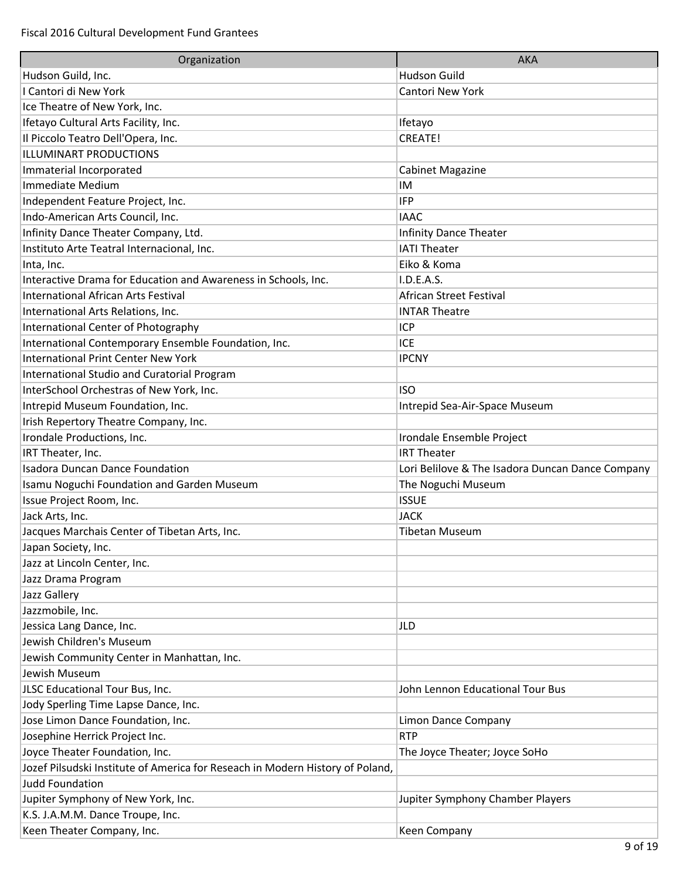Fiscal 2016 Cultural Development Fund Grantees

| Organization | AKA |
|---|---|
| Hudson Guild, Inc. | Hudson Guild |
| I Cantori di New York | Cantori New York |
| Ice Theatre of New York, Inc. | |
| Ifetayo Cultural Arts Facility, Inc. | Ifetayo |
| Il Piccolo Teatro Dell'Opera, Inc. | CREATE! |
| ILLUMINART PRODUCTIONS | |
| Immaterial Incorporated | Cabinet Magazine |
| Immediate Medium | IM |
| Independent Feature Project, Inc. | IFP |
| Indo-American Arts Council, Inc. | IAAC |
| Infinity Dance Theater Company, Ltd. | Infinity Dance Theater |
| Instituto Arte Teatral Internacional, Inc. | IATI Theater |
| Inta, Inc. | Eiko & Koma |
| Interactive Drama for Education and Awareness in Schools, Inc. | I.D.E.A.S. |
| International African Arts Festival | African Street Festival |
| International Arts Relations, Inc. | INTAR Theatre |
| International Center of Photography | ICP |
| International Contemporary Ensemble Foundation, Inc. | ICE |
| International Print Center New York | IPCNY |
| International Studio and Curatorial Program | |
| InterSchool Orchestras of New York, Inc. | ISO |
| Intrepid Museum Foundation, Inc. | Intrepid Sea-Air-Space Museum |
| Irish Repertory Theatre Company, Inc. | |
| Irondale Productions, Inc. | Irondale Ensemble Project |
| IRT Theater, Inc. | IRT Theater |
| Isadora Duncan Dance Foundation | Lori Belilove & The Isadora Duncan Dance Company |
| Isamu Noguchi Foundation and Garden Museum | The Noguchi Museum |
| Issue Project Room, Inc. | ISSUE |
| Jack Arts, Inc. | JACK |
| Jacques Marchais Center of Tibetan Arts, Inc. | Tibetan Museum |
| Japan Society, Inc. | |
| Jazz at Lincoln Center, Inc. | |
| Jazz Drama Program | |
| Jazz Gallery | |
| Jazzmobile, Inc. | |
| Jessica Lang Dance, Inc. | JLD |
| Jewish Children's Museum | |
| Jewish Community Center in Manhattan, Inc. | |
| Jewish Museum | |
| JLSC Educational Tour Bus, Inc. | John Lennon Educational Tour Bus |
| Jody Sperling Time Lapse Dance, Inc. | |
| Jose Limon Dance Foundation, Inc. | Limon Dance Company |
| Josephine Herrick Project Inc. | RTP |
| Joyce Theater Foundation, Inc. | The Joyce Theater; Joyce SoHo |
| Jozef Pilsudski Institute of America for Reseach in Modern History of Poland, | |
| Judd Foundation | |
| Jupiter Symphony of New York, Inc. | Jupiter Symphony Chamber Players |
| K.S. J.A.M.M. Dance Troupe, Inc. | |
| Keen Theater Company, Inc. | Keen Company |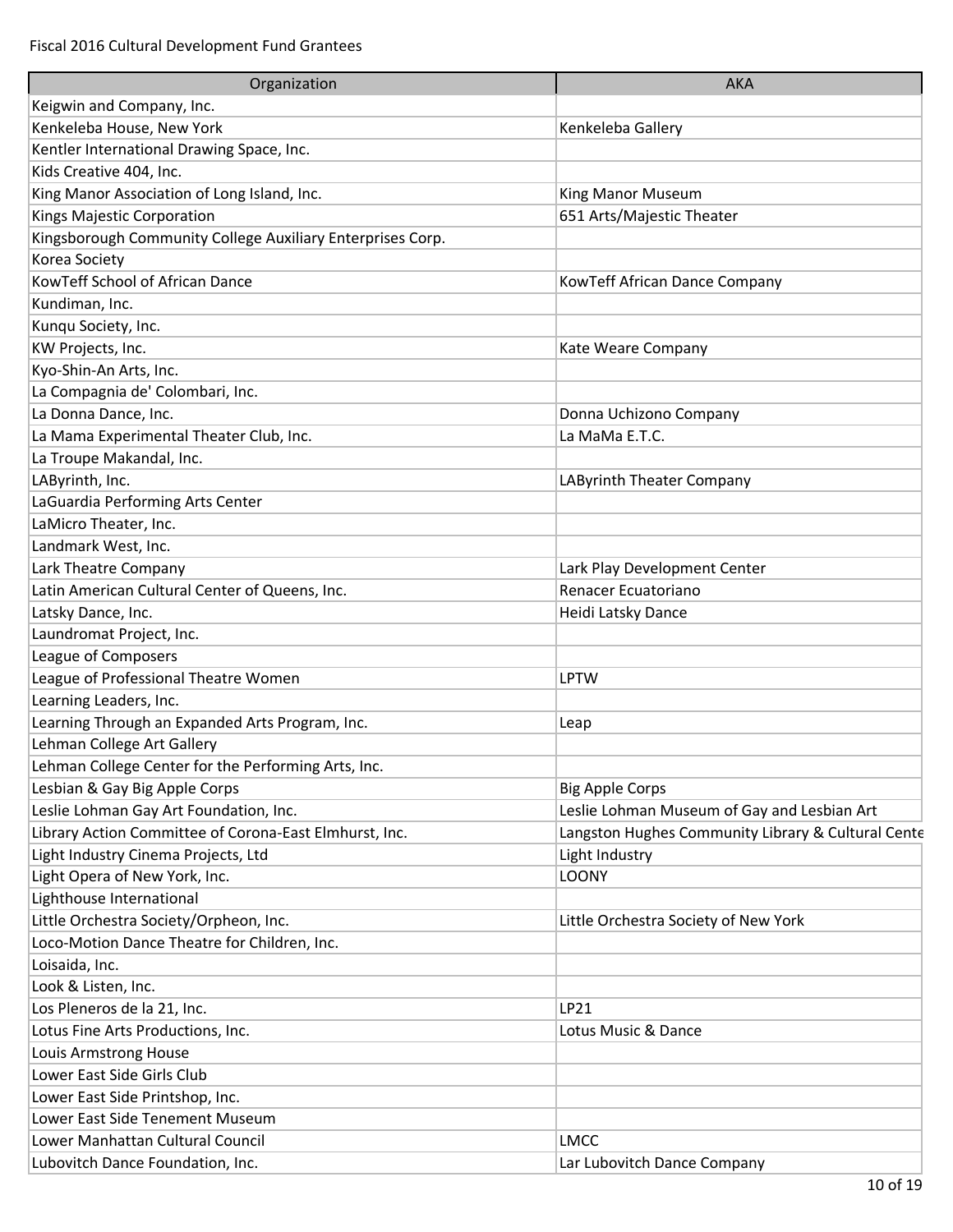Fiscal 2016 Cultural Development Fund Grantees

| Organization | AKA |
|---|---|
| Keigwin and Company, Inc. | |
| Kenkeleba House, New York | Kenkeleba Gallery |
| Kentler International Drawing Space, Inc. | |
| Kids Creative 404, Inc. | |
| King Manor Association of Long Island, Inc. | King Manor Museum |
| Kings Majestic Corporation | 651 Arts/Majestic Theater |
| Kingsborough Community College Auxiliary Enterprises Corp. | |
| Korea Society | |
| KowTeff School of African Dance | KowTeff African Dance Company |
| Kundiman, Inc. | |
| Kunqu Society, Inc. | |
| KW Projects, Inc. | Kate Weare Company |
| Kyo-Shin-An Arts, Inc. | |
| La Compagnia de' Colombari, Inc. | |
| La Donna Dance, Inc. | Donna Uchizono Company |
| La Mama Experimental Theater Club, Inc. | La MaMa E.T.C. |
| La Troupe Makandal, Inc. | |
| LAByrinth, Inc. | LAByrinth Theater Company |
| LaGuardia Performing Arts Center | |
| LaMicro Theater, Inc. | |
| Landmark West, Inc. | |
| Lark Theatre Company | Lark Play Development Center |
| Latin American Cultural Center of Queens, Inc. | Renacer Ecuatoriano |
| Latsky Dance, Inc. | Heidi Latsky Dance |
| Laundromat Project, Inc. | |
| League of Composers | |
| League of Professional Theatre Women | LPTW |
| Learning Leaders, Inc. | |
| Learning Through an Expanded Arts Program, Inc. | Leap |
| Lehman College Art Gallery | |
| Lehman College Center for the Performing Arts, Inc. | |
| Lesbian & Gay Big Apple Corps | Big Apple Corps |
| Leslie Lohman Gay Art Foundation, Inc. | Leslie Lohman Museum of Gay and Lesbian Art |
| Library Action Committee of Corona-East Elmhurst, Inc. | Langston Hughes Community Library & Cultural Cente |
| Light Industry Cinema Projects, Ltd | Light Industry |
| Light Opera of New York, Inc. | LOONY |
| Lighthouse International | |
| Little Orchestra Society/Orpheon, Inc. | Little Orchestra Society of New York |
| Loco-Motion Dance Theatre for Children, Inc. | |
| Loisaida, Inc. | |
| Look & Listen, Inc. | |
| Los Pleneros de la 21, Inc. | LP21 |
| Lotus Fine Arts Productions, Inc. | Lotus Music & Dance |
| Louis Armstrong House | |
| Lower East Side Girls Club | |
| Lower East Side Printshop, Inc. | |
| Lower East Side Tenement Museum | |
| Lower Manhattan Cultural Council | LMCC |
| Lubovitch Dance Foundation, Inc. | Lar Lubovitch Dance Company |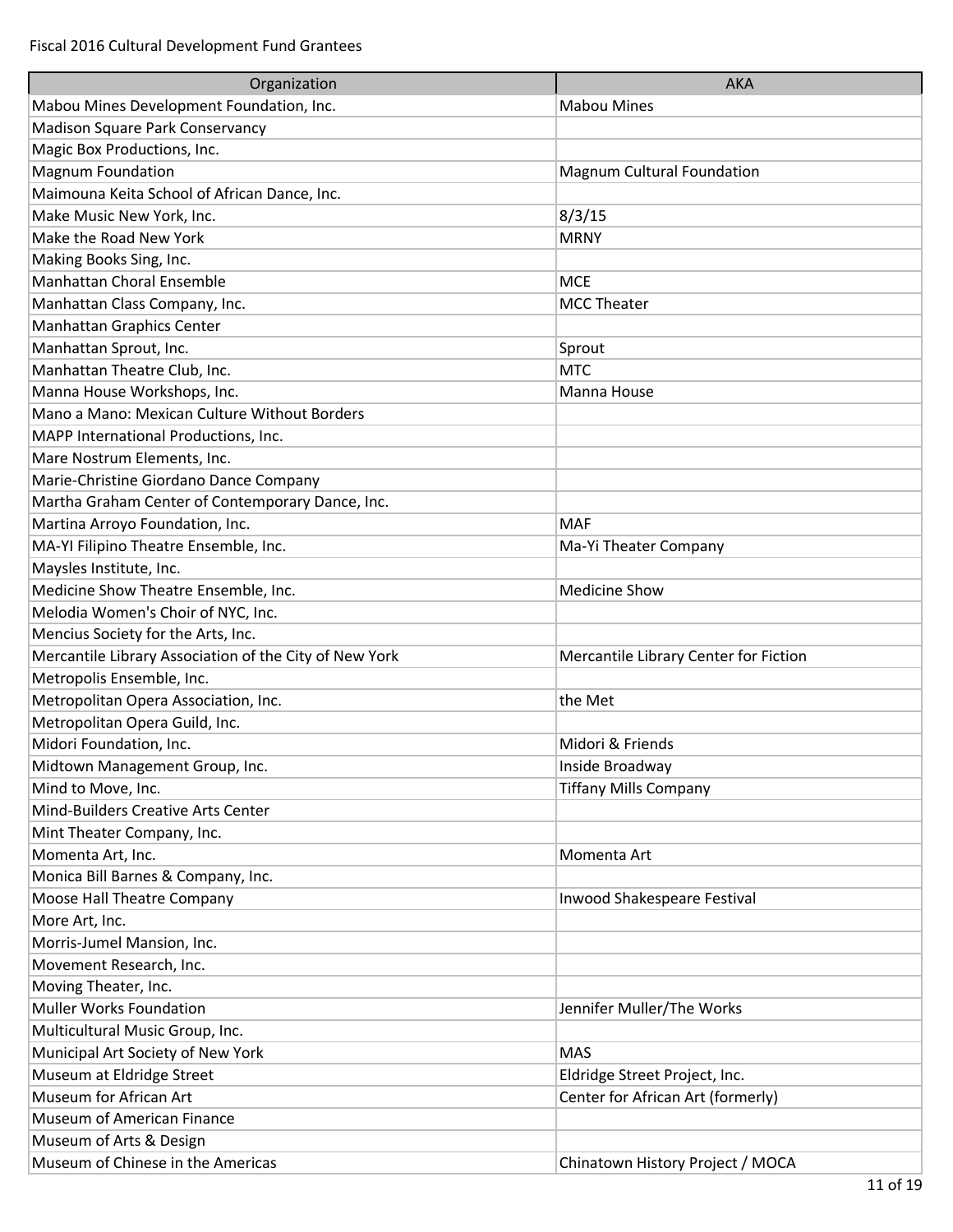Fiscal 2016 Cultural Development Fund Grantees

| Organization | AKA |
|---|---|
| Mabou Mines Development Foundation, Inc. | Mabou Mines |
| Madison Square Park Conservancy | |
| Magic Box Productions, Inc. | |
| Magnum Foundation | Magnum Cultural Foundation |
| Maimouna Keita School of African Dance, Inc. | |
| Make Music New York, Inc. | 8/3/15 |
| Make the Road New York | MRNY |
| Making Books Sing, Inc. | |
| Manhattan Choral Ensemble | MCE |
| Manhattan Class Company, Inc. | MCC Theater |
| Manhattan Graphics Center | |
| Manhattan Sprout, Inc. | Sprout |
| Manhattan Theatre Club, Inc. | MTC |
| Manna House Workshops, Inc. | Manna House |
| Mano a Mano: Mexican Culture Without Borders | |
| MAPP International Productions, Inc. | |
| Mare Nostrum Elements, Inc. | |
| Marie-Christine Giordano Dance Company | |
| Martha Graham Center of Contemporary Dance, Inc. | |
| Martina Arroyo Foundation, Inc. | MAF |
| MA-YI Filipino Theatre Ensemble, Inc. | Ma-Yi Theater Company |
| Maysles Institute, Inc. | |
| Medicine Show Theatre Ensemble, Inc. | Medicine Show |
| Melodia Women's Choir of NYC, Inc. | |
| Mencius Society for the Arts, Inc. | |
| Mercantile Library Association of the City of New York | Mercantile Library Center for Fiction |
| Metropolis Ensemble, Inc. | |
| Metropolitan Opera Association, Inc. | the Met |
| Metropolitan Opera Guild, Inc. | |
| Midori Foundation, Inc. | Midori & Friends |
| Midtown Management Group, Inc. | Inside Broadway |
| Mind to Move, Inc. | Tiffany Mills Company |
| Mind-Builders Creative Arts Center | |
| Mint Theater Company, Inc. | |
| Momenta Art, Inc. | Momenta Art |
| Monica Bill Barnes & Company, Inc. | |
| Moose Hall Theatre Company | Inwood Shakespeare Festival |
| More Art, Inc. | |
| Morris-Jumel Mansion, Inc. | |
| Movement Research, Inc. | |
| Moving Theater, Inc. | |
| Muller Works Foundation | Jennifer Muller/The Works |
| Multicultural Music Group, Inc. | |
| Municipal Art Society of New York | MAS |
| Museum at Eldridge Street | Eldridge Street Project, Inc. |
| Museum for African Art | Center for African Art (formerly) |
| Museum of American Finance | |
| Museum of Arts & Design | |
| Museum of Chinese in the Americas | Chinatown History Project / MOCA |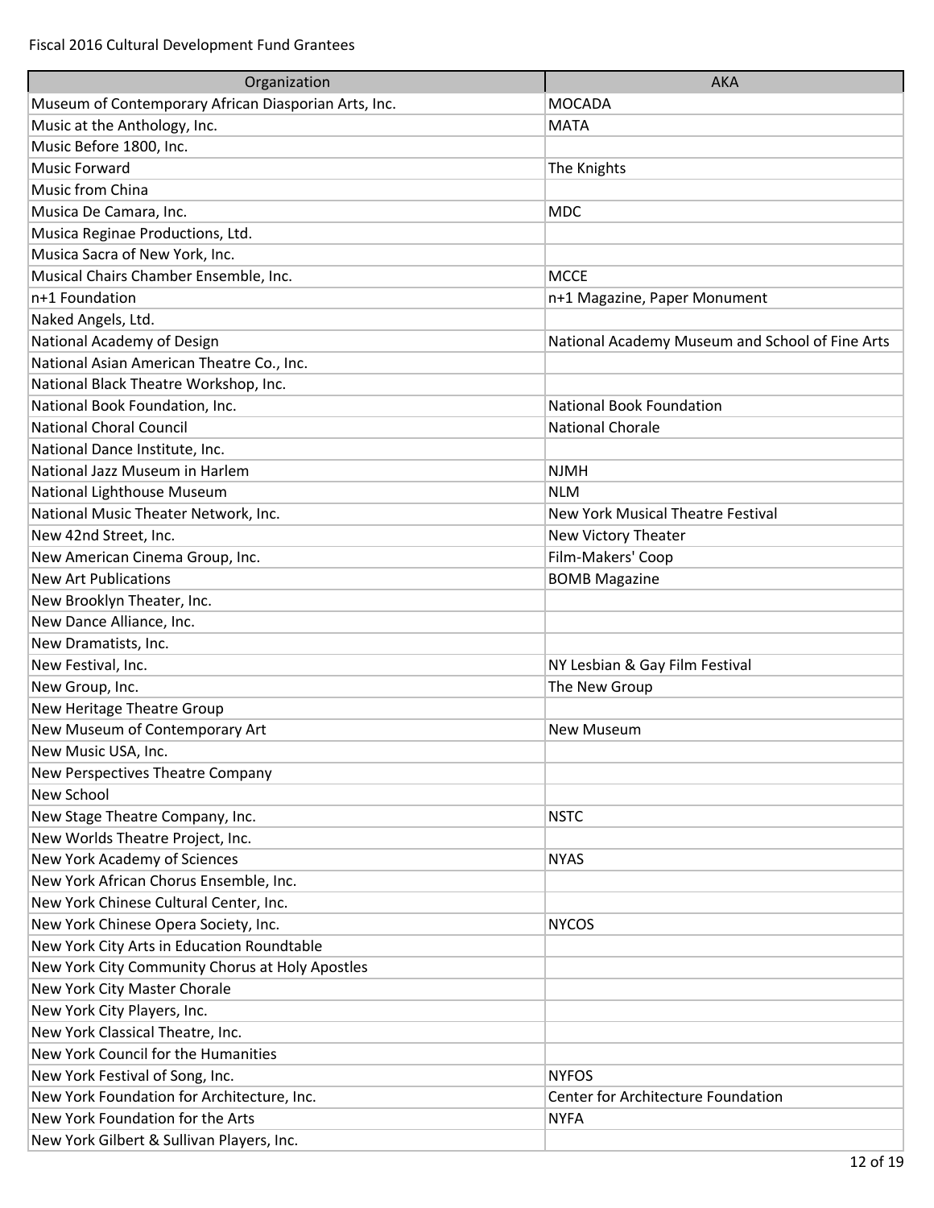Fiscal 2016 Cultural Development Fund Grantees

| Organization | AKA |
|---|---|
| Museum of Contemporary African Diasporian Arts, Inc. | MOCADA |
| Music at the Anthology, Inc. | MATA |
| Music Before 1800, Inc. | |
| Music Forward | The Knights |
| Music from China | |
| Musica De Camara, Inc. | MDC |
| Musica Reginae Productions, Ltd. | |
| Musica Sacra of New York, Inc. | |
| Musical Chairs Chamber Ensemble, Inc. | MCCE |
| n+1 Foundation | n+1 Magazine, Paper Monument |
| Naked Angels, Ltd. | |
| National Academy of Design | National Academy Museum and School of Fine Arts |
| National Asian American Theatre Co., Inc. | |
| National Black Theatre Workshop, Inc. | |
| National Book Foundation, Inc. | National Book Foundation |
| National Choral Council | National Chorale |
| National Dance Institute, Inc. | |
| National Jazz Museum in Harlem | NJMH |
| National Lighthouse Museum | NLM |
| National Music Theater Network, Inc. | New York Musical Theatre Festival |
| New 42nd Street, Inc. | New Victory Theater |
| New American Cinema Group, Inc. | Film-Makers' Coop |
| New Art Publications | BOMB Magazine |
| New Brooklyn Theater, Inc. | |
| New Dance Alliance, Inc. | |
| New Dramatists, Inc. | |
| New Festival, Inc. | NY Lesbian & Gay Film Festival |
| New Group, Inc. | The New Group |
| New Heritage Theatre Group | |
| New Museum of Contemporary Art | New Museum |
| New Music USA, Inc. | |
| New Perspectives Theatre Company | |
| New School | |
| New Stage Theatre Company, Inc. | NSTC |
| New Worlds Theatre Project, Inc. | |
| New York Academy of Sciences | NYAS |
| New York African Chorus Ensemble, Inc. | |
| New York Chinese Cultural Center, Inc. | |
| New York Chinese Opera Society, Inc. | NYCOS |
| New York City Arts in Education Roundtable | |
| New York City Community Chorus at Holy Apostles | |
| New York City Master Chorale | |
| New York City Players, Inc. | |
| New York Classical Theatre, Inc. | |
| New York Council for the Humanities | |
| New York Festival of Song, Inc. | NYFOS |
| New York Foundation for Architecture, Inc. | Center for Architecture Foundation |
| New York Foundation for the Arts | NYFA |
| New York Gilbert & Sullivan Players, Inc. | |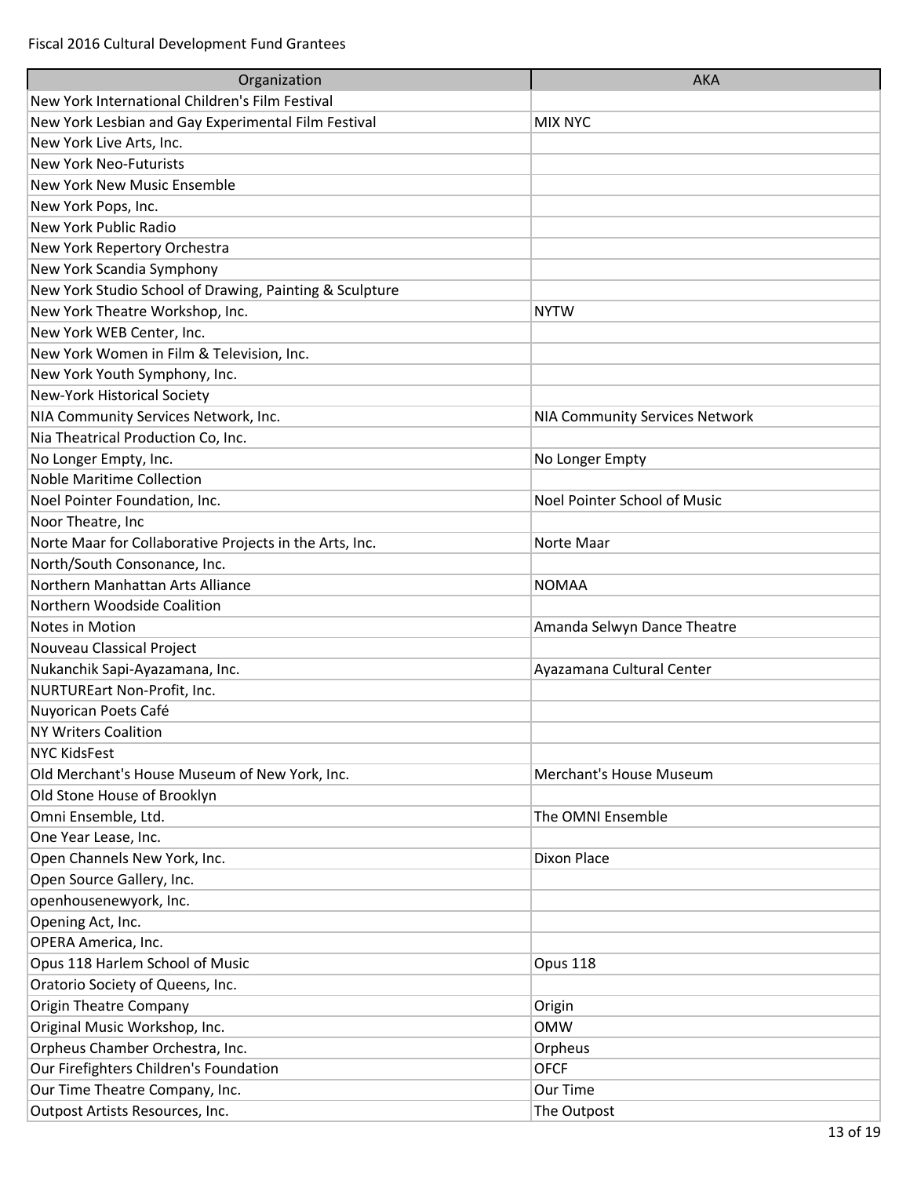Fiscal 2016 Cultural Development Fund Grantees

| Organization | AKA |
|---|---|
| New York International Children's Film Festival | |
| New York Lesbian and Gay Experimental Film Festival | MIX NYC |
| New York Live Arts, Inc. | |
| New York Neo-Futurists | |
| New York New Music Ensemble | |
| New York Pops, Inc. | |
| New York Public Radio | |
| New York Repertory Orchestra | |
| New York Scandia Symphony | |
| New York Studio School of Drawing, Painting & Sculpture | |
| New York Theatre Workshop, Inc. | NYTW |
| New York WEB Center, Inc. | |
| New York Women in Film & Television, Inc. | |
| New York Youth Symphony, Inc. | |
| New-York Historical Society | |
| NIA Community Services Network, Inc. | NIA Community Services Network |
| Nia Theatrical Production Co, Inc. | |
| No Longer Empty, Inc. | No Longer Empty |
| Noble Maritime Collection | |
| Noel Pointer Foundation, Inc. | Noel Pointer School of Music |
| Noor Theatre, Inc | |
| Norte Maar for Collaborative Projects in the Arts, Inc. | Norte Maar |
| North/South Consonance, Inc. | |
| Northern Manhattan Arts Alliance | NOMAA |
| Northern Woodside Coalition | |
| Notes in Motion | Amanda Selwyn Dance Theatre |
| Nouveau Classical Project | |
| Nukanchik Sapi-Ayazamana, Inc. | Ayazamana Cultural Center |
| NURTUREart Non-Profit, Inc. | |
| Nuyorican Poets Café | |
| NY Writers Coalition | |
| NYC KidsFest | |
| Old Merchant's House Museum of New York, Inc. | Merchant's House Museum |
| Old Stone House of Brooklyn | |
| Omni Ensemble, Ltd. | The OMNI Ensemble |
| One Year Lease, Inc. | |
| Open Channels New York, Inc. | Dixon Place |
| Open Source Gallery, Inc. | |
| openhousenewyork, Inc. | |
| Opening Act, Inc. | |
| OPERA America, Inc. | |
| Opus 118 Harlem School of Music | Opus 118 |
| Oratorio Society of Queens, Inc. | |
| Origin Theatre Company | Origin |
| Original Music Workshop, Inc. | OMW |
| Orpheus Chamber Orchestra, Inc. | Orpheus |
| Our Firefighters Children's Foundation | OFCF |
| Our Time Theatre Company, Inc. | Our Time |
| Outpost Artists Resources, Inc. | The Outpost |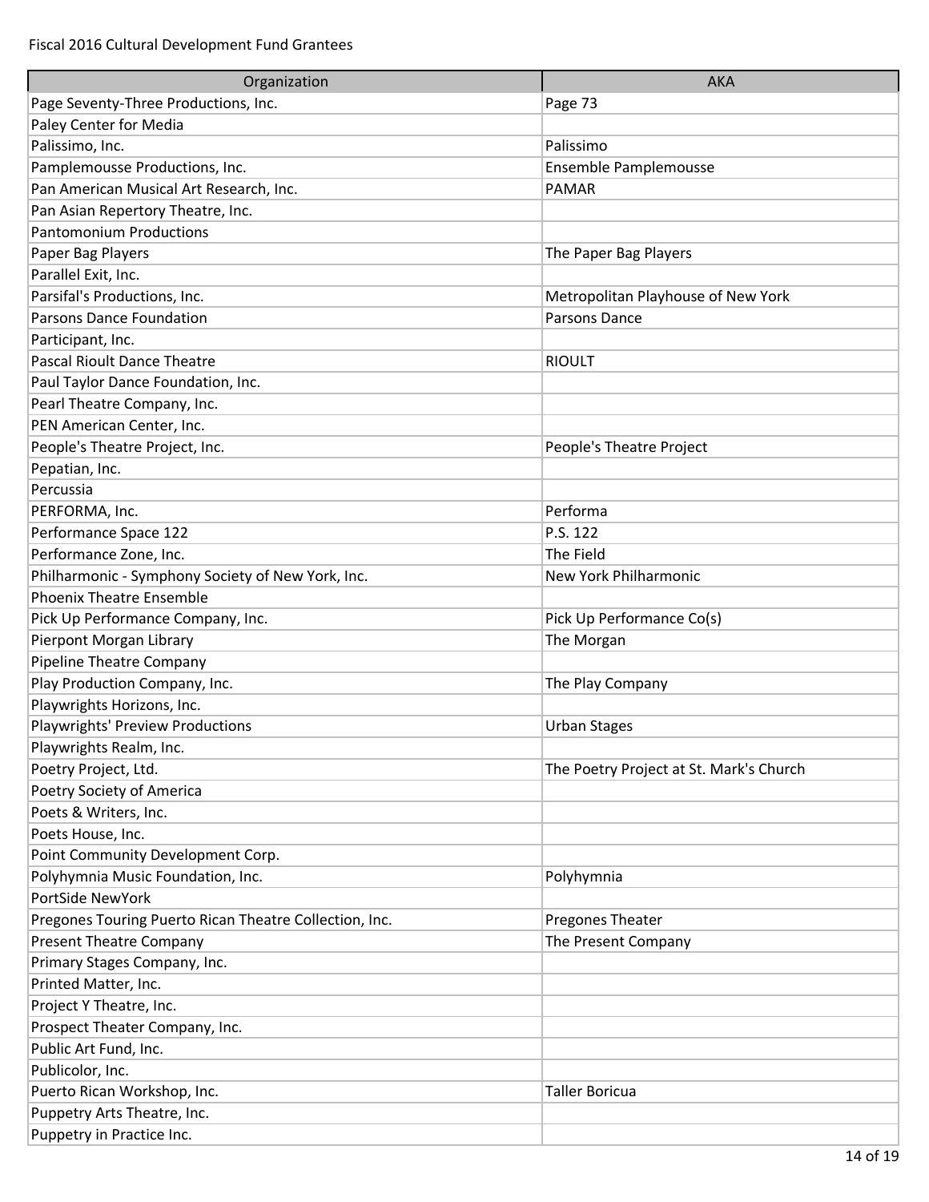| Organization | AKA |
| --- | --- |
| Page Seventy-Three Productions, Inc. | Page 73 |
| Paley Center for Media | |
| Palissimo, Inc. | Palissimo |
| Pamplemousse Productions, Inc. | Ensemble Pamplemousse |
| Pan American Musical Art Research, Inc. | PAMAR |
| Pan Asian Repertory Theatre, Inc. | |
| Pantomonium Productions | |
| Paper Bag Players | The Paper Bag Players |
| Parallel Exit, Inc. | |
| Parsifal's Productions, Inc. | Metropolitan Playhouse of New York |
| Parsons Dance Foundation | Parsons Dance |
| Participant, Inc. | |
| Pascal Rioult Dance Theatre | RIOULT |
| Paul Taylor Dance Foundation, Inc. | |
| Pearl Theatre Company, Inc. | |
| PEN American Center, Inc. | |
| People's Theatre Project, Inc. | People's Theatre Project |
| Pepatian, Inc. | |
| Percussia | |
| PERFORMA, Inc. | Performa |
| Performance Space 122 | P.S. 122 |
| Performance Zone, Inc. | The Field |
| Philharmonic - Symphony Society of New York, Inc. | New York Philharmonic |
| Phoenix Theatre Ensemble | |
| Pick Up Performance Company, Inc. | Pick Up Performance Co(s) |
| Pierpont Morgan Library | The Morgan |
| Pipeline Theatre Company | |
| Play Production Company, Inc. | The Play Company |
| Playwrights Horizons, Inc. | |
| Playwrights' Preview Productions | Urban Stages |
| Playwrights Realm, Inc. | |
| Poetry Project, Ltd. | The Poetry Project at St. Mark's Church |
| Poetry Society of America | |
| Poets & Writers, Inc. | |
| Poets House, Inc. | |
| Point Community Development Corp. | |
| Polyhymnia Music Foundation, Inc. | Polyhymnia |
| PortSide NewYork | |
| Pregones Touring Puerto Rican Theatre Collection, Inc. | Pregones Theater |
| Present Theatre Company | The Present Company |
| Primary Stages Company, Inc. | |
| Printed Matter, Inc. | |
| Project Y Theatre, Inc. | |
| Prospect Theater Company, Inc. | |
| Public Art Fund, Inc. | |
| Publicolor, Inc. | |
| Puerto Rican Workshop, Inc. | Taller Boricua |
| Puppetry Arts Theatre, Inc. | |
| Puppetry in Practice Inc. | |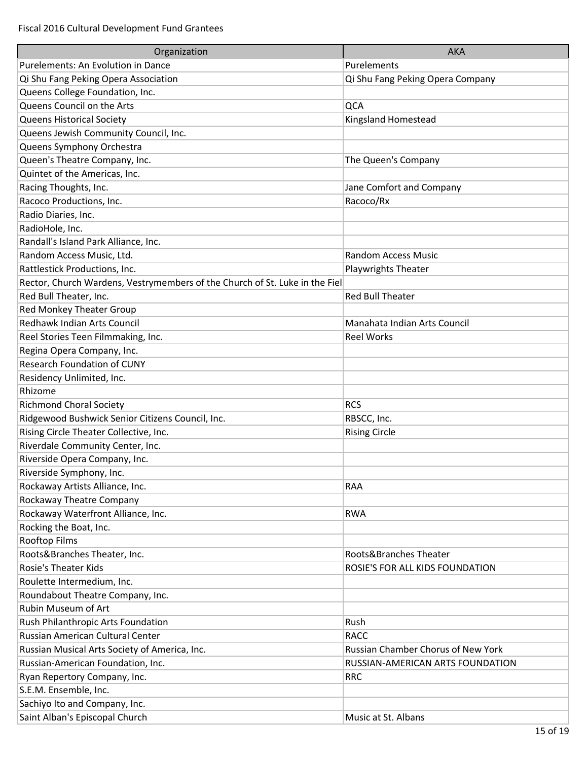Fiscal 2016 Cultural Development Fund Grantees

| Organization | AKA |
| --- | --- |
| Purelements: An Evolution in Dance | Purelements |
| Qi Shu Fang Peking Opera Association | Qi Shu Fang Peking Opera Company |
| Queens College Foundation, Inc. | |
| Queens Council on the Arts | QCA |
| Queens Historical Society | Kingsland Homestead |
| Queens Jewish Community Council, Inc. | |
| Queens Symphony Orchestra | |
| Queen's Theatre Company, Inc. | The Queen's Company |
| Quintet of the Americas, Inc. | |
| Racing Thoughts, Inc. | Jane Comfort and Company |
| Racoco Productions, Inc. | Racoco/Rx |
| Radio Diaries, Inc. | |
| RadioHole, Inc. | |
| Randall's Island Park Alliance, Inc. | |
| Random Access Music, Ltd. | Random Access Music |
| Rattlestick Productions, Inc. | Playwrights Theater |
| Rector, Church Wardens, Vestrymembers of the Church of St. Luke in the Fiel | |
| Red Bull Theater, Inc. | Red Bull Theater |
| Red Monkey Theater Group | |
| Redhawk Indian Arts Council | Manahata Indian Arts Council |
| Reel Stories Teen Filmmaking, Inc. | Reel Works |
| Regina Opera Company, Inc. | |
| Research Foundation of CUNY | |
| Residency Unlimited, Inc. | |
| Rhizome | |
| Richmond Choral Society | RCS |
| Ridgewood Bushwick Senior Citizens Council, Inc. | RBSCC, Inc. |
| Rising Circle Theater Collective, Inc. | Rising Circle |
| Riverdale Community Center, Inc. | |
| Riverside Opera Company, Inc. | |
| Riverside Symphony, Inc. | |
| Rockaway Artists Alliance, Inc. | RAA |
| Rockaway Theatre Company | |
| Rockaway Waterfront Alliance, Inc. | RWA |
| Rocking the Boat, Inc. | |
| Rooftop Films | |
| Roots&Branches Theater, Inc. | Roots&Branches Theater |
| Rosie's Theater Kids | ROSIE'S FOR ALL KIDS FOUNDATION |
| Roulette Intermedium, Inc. | |
| Roundabout Theatre Company, Inc. | |
| Rubin Museum of Art | |
| Rush Philanthropic Arts Foundation | Rush |
| Russian American Cultural Center | RACC |
| Russian Musical Arts Society of America, Inc. | Russian Chamber Chorus of New York |
| Russian-American Foundation, Inc. | RUSSIAN-AMERICAN ARTS FOUNDATION |
| Ryan Repertory Company, Inc. | RRC |
| S.E.M. Ensemble, Inc. | |
| Sachiyo Ito and Company, Inc. | |
| Saint Alban's Episcopal Church | Music at St. Albans |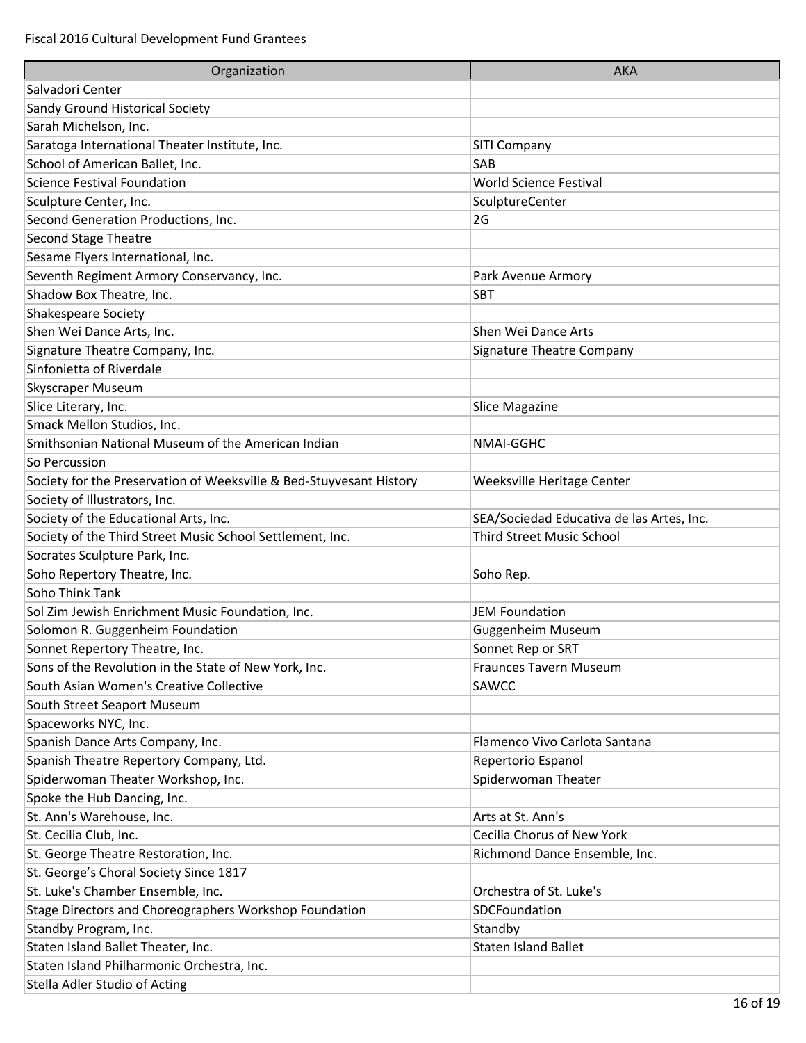Fiscal 2016 Cultural Development Fund Grantees

| Organization | AKA |
|---|---|
| Salvadori Center | |
| Sandy Ground Historical Society | |
| Sarah Michelson, Inc. | |
| Saratoga International Theater Institute, Inc. | SITI Company |
| School of American Ballet, Inc. | SAB |
| Science Festival Foundation | World Science Festival |
| Sculpture Center, Inc. | SculptureCenter |
| Second Generation Productions, Inc. | 2G |
| Second Stage Theatre | |
| Sesame Flyers International, Inc. | |
| Seventh Regiment Armory Conservancy, Inc. | Park Avenue Armory |
| Shadow Box Theatre, Inc. | SBT |
| Shakespeare Society | |
| Shen Wei Dance Arts, Inc. | Shen Wei Dance Arts |
| Signature Theatre Company, Inc. | Signature Theatre Company |
| Sinfonietta of Riverdale | |
| Skyscraper Museum | |
| Slice Literary, Inc. | Slice Magazine |
| Smack Mellon Studios, Inc. | |
| Smithsonian National Museum of the American Indian | NMAI-GGHC |
| So Percussion | |
| Society for the Preservation of Weeksville & Bed-Stuyvesant History | Weeksville Heritage Center |
| Society of Illustrators, Inc. | |
| Society of the Educational Arts, Inc. | SEA/Sociedad Educativa de las Artes, Inc. |
| Society of the Third Street Music School Settlement, Inc. | Third Street Music School |
| Socrates Sculpture Park, Inc. | |
| Soho Repertory Theatre, Inc. | Soho Rep. |
| Soho Think Tank | |
| Sol Zim Jewish Enrichment Music Foundation, Inc. | JEM Foundation |
| Solomon R. Guggenheim Foundation | Guggenheim Museum |
| Sonnet Repertory Theatre, Inc. | Sonnet Rep or SRT |
| Sons of the Revolution in the State of New York, Inc. | Fraunces Tavern Museum |
| South Asian Women's Creative Collective | SAWCC |
| South Street Seaport Museum | |
| Spaceworks NYC, Inc. | |
| Spanish Dance Arts Company, Inc. | Flamenco Vivo Carlota Santana |
| Spanish Theatre Repertory Company, Ltd. | Repertorio Espanol |
| Spiderwoman Theater Workshop, Inc. | Spiderwoman Theater |
| Spoke the Hub Dancing, Inc. | |
| St. Ann's Warehouse, Inc. | Arts at St. Ann's |
| St. Cecilia Club, Inc. | Cecilia Chorus of New York |
| St. George Theatre Restoration, Inc. | Richmond Dance Ensemble, Inc. |
| St. George's Choral Society Since 1817 | |
| St. Luke's Chamber Ensemble, Inc. | Orchestra of St. Luke's |
| Stage Directors and Choreographers Workshop Foundation | SDCFoundation |
| Standby Program, Inc. | Standby |
| Staten Island Ballet Theater, Inc. | Staten Island Ballet |
| Staten Island Philharmonic Orchestra, Inc. | |
| Stella Adler Studio of Acting | |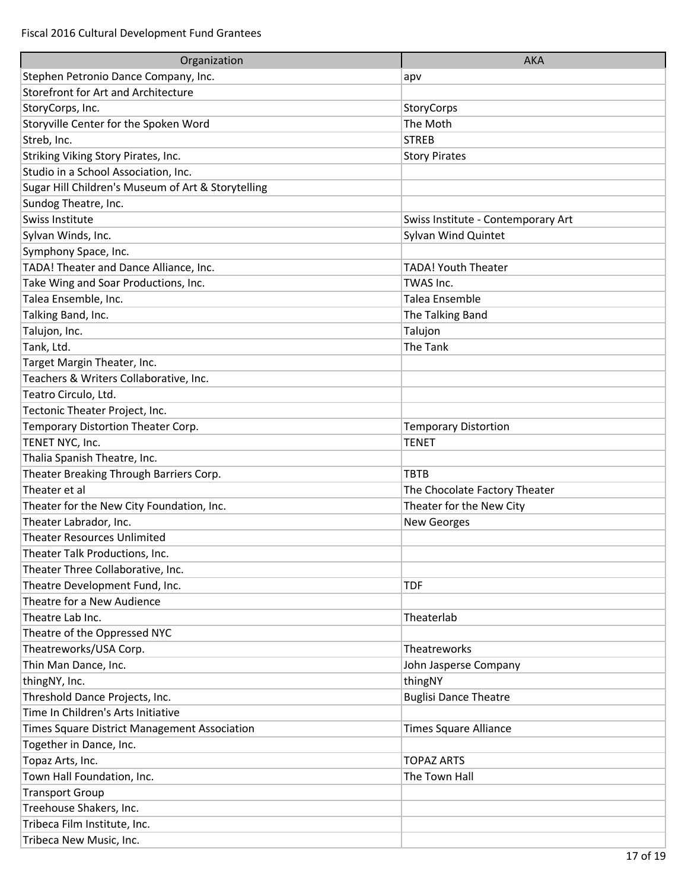Fiscal 2016 Cultural Development Fund Grantees

| Organization | AKA |
|---|---|
| Stephen Petronio Dance Company, Inc. | apv |
| Storefront for Art and Architecture | |
| StoryCorps, Inc. | StoryCorps |
| Storyville Center for the Spoken Word | The Moth |
| Streb, Inc. | STREB |
| Striking Viking Story Pirates, Inc. | Story Pirates |
| Studio in a School Association, Inc. | |
| Sugar Hill Children's Museum of Art & Storytelling | |
| Sundog Theatre, Inc. | |
| Swiss Institute | Swiss Institute - Contemporary Art |
| Sylvan Winds, Inc. | Sylvan Wind Quintet |
| Symphony Space, Inc. | |
| TADA! Theater and Dance Alliance, Inc. | TADA! Youth Theater |
| Take Wing and Soar Productions, Inc. | TWAS Inc. |
| Talea Ensemble, Inc. | Talea Ensemble |
| Talking Band, Inc. | The Talking Band |
| Talujon, Inc. | Talujon |
| Tank, Ltd. | The Tank |
| Target Margin Theater, Inc. | |
| Teachers & Writers Collaborative, Inc. | |
| Teatro Circulo, Ltd. | |
| Tectonic Theater Project, Inc. | |
| Temporary Distortion Theater Corp. | Temporary Distortion |
| TENET NYC, Inc. | TENET |
| Thalia Spanish Theatre, Inc. | |
| Theater Breaking Through Barriers Corp. | TBTB |
| Theater et al | The Chocolate Factory Theater |
| Theater for the New City Foundation, Inc. | Theater for the New City |
| Theater Labrador, Inc. | New Georges |
| Theater Resources Unlimited | |
| Theater Talk Productions, Inc. | |
| Theater Three Collaborative, Inc. | |
| Theatre Development Fund, Inc. | TDF |
| Theatre for a New Audience | |
| Theatre Lab Inc. | Theaterlab |
| Theatre of the Oppressed NYC | |
| Theatreworks/USA Corp. | Theatreworks |
| Thin Man Dance, Inc. | John Jasperse Company |
| thingNY, Inc. | thingNY |
| Threshold Dance Projects, Inc. | Buglisi Dance Theatre |
| Time In Children's Arts Initiative | |
| Times Square District Management Association | Times Square Alliance |
| Together in Dance, Inc. | |
| Topaz Arts, Inc. | TOPAZ ARTS |
| Town Hall Foundation, Inc. | The Town Hall |
| Transport Group | |
| Treehouse Shakers, Inc. | |
| Tribeca Film Institute, Inc. | |
| Tribeca New Music, Inc. | |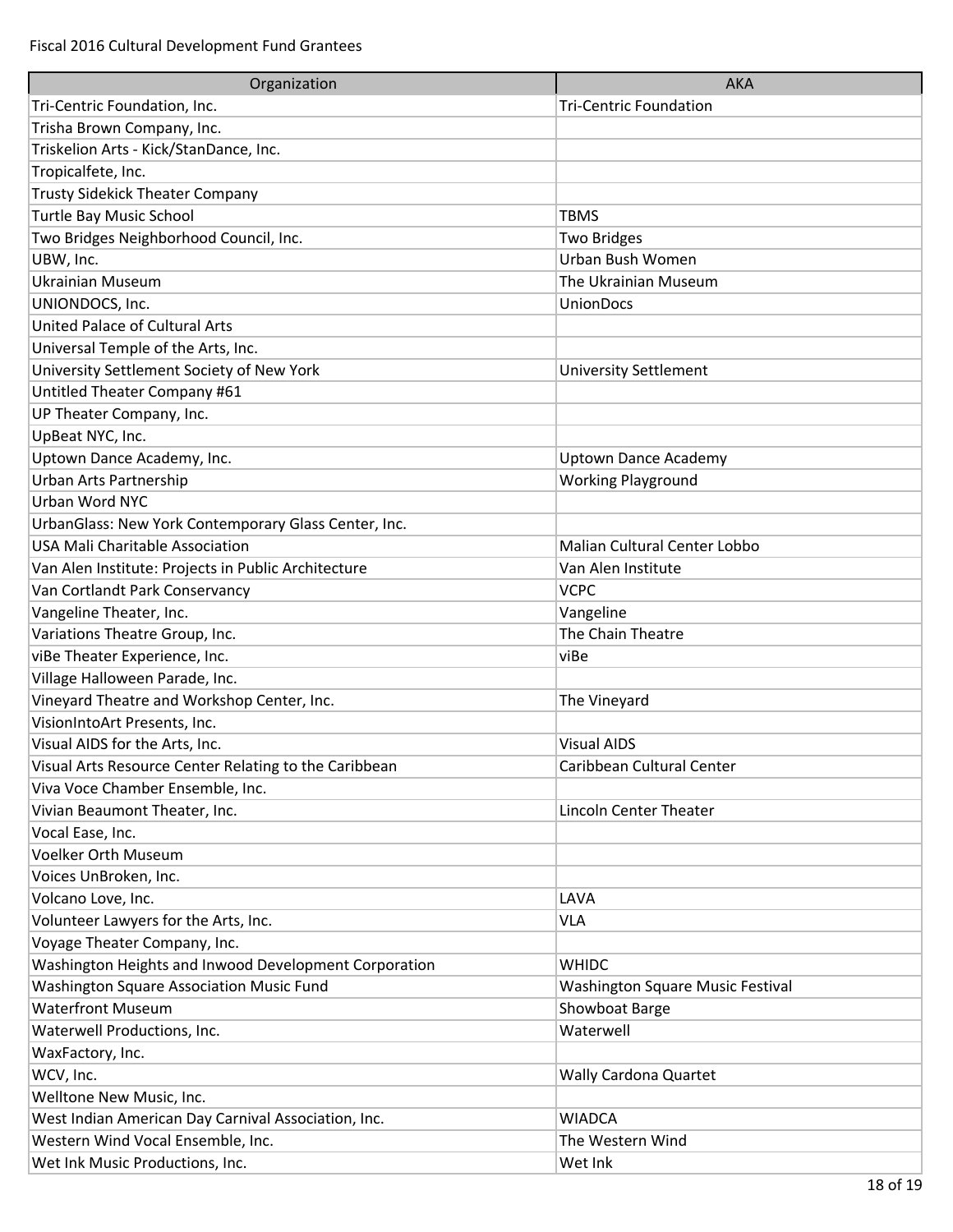Fiscal 2016 Cultural Development Fund Grantees

| Organization | AKA |
| --- | --- |
| Tri-Centric Foundation, Inc. | Tri-Centric Foundation |
| Trisha Brown Company, Inc. | |
| Triskelion Arts - Kick/StanDance, Inc. | |
| Tropicalfete, Inc. | |
| Trusty Sidekick Theater Company | |
| Turtle Bay Music School | TBMS |
| Two Bridges Neighborhood Council, Inc. | Two Bridges |
| UBW, Inc. | Urban Bush Women |
| Ukrainian Museum | The Ukrainian Museum |
| UNIONDOCS, Inc. | UnionDocs |
| United Palace of Cultural Arts | |
| Universal Temple of the Arts, Inc. | |
| University Settlement Society of New York | University Settlement |
| Untitled Theater Company #61 | |
| UP Theater Company, Inc. | |
| UpBeat NYC, Inc. | |
| Uptown Dance Academy, Inc. | Uptown Dance Academy |
| Urban Arts Partnership | Working Playground |
| Urban Word NYC | |
| UrbanGlass: New York Contemporary Glass Center, Inc. | |
| USA Mali Charitable Association | Malian Cultural Center Lobbo |
| Van Alen Institute: Projects in Public Architecture | Van Alen Institute |
| Van Cortlandt Park Conservancy | VCPC |
| Vangeline Theater, Inc. | Vangeline |
| Variations Theatre Group, Inc. | The Chain Theatre |
| viBe Theater Experience, Inc. | viBe |
| Village Halloween Parade, Inc. | |
| Vineyard Theatre and Workshop Center, Inc. | The Vineyard |
| VisionIntoArt Presents, Inc. | |
| Visual AIDS for the Arts, Inc. | Visual AIDS |
| Visual Arts Resource Center Relating to the Caribbean | Caribbean Cultural Center |
| Viva Voce Chamber Ensemble, Inc. | |
| Vivian Beaumont Theater, Inc. | Lincoln Center Theater |
| Vocal Ease, Inc. | |
| Voelker Orth Museum | |
| Voices UnBroken, Inc. | |
| Volcano Love, Inc. | LAVA |
| Volunteer Lawyers for the Arts, Inc. | VLA |
| Voyage Theater Company, Inc. | |
| Washington Heights and Inwood Development Corporation | WHIDC |
| Washington Square Association Music Fund | Washington Square Music Festival |
| Waterfront Museum | Showboat Barge |
| Waterwell Productions, Inc. | Waterwell |
| WaxFactory, Inc. | |
| WCV, Inc. | Wally Cardona Quartet |
| Welltone New Music, Inc. | |
| West Indian American Day Carnival Association, Inc. | WIADCA |
| Western Wind Vocal Ensemble, Inc. | The Western Wind |
| Wet Ink Music Productions, Inc. | Wet Ink |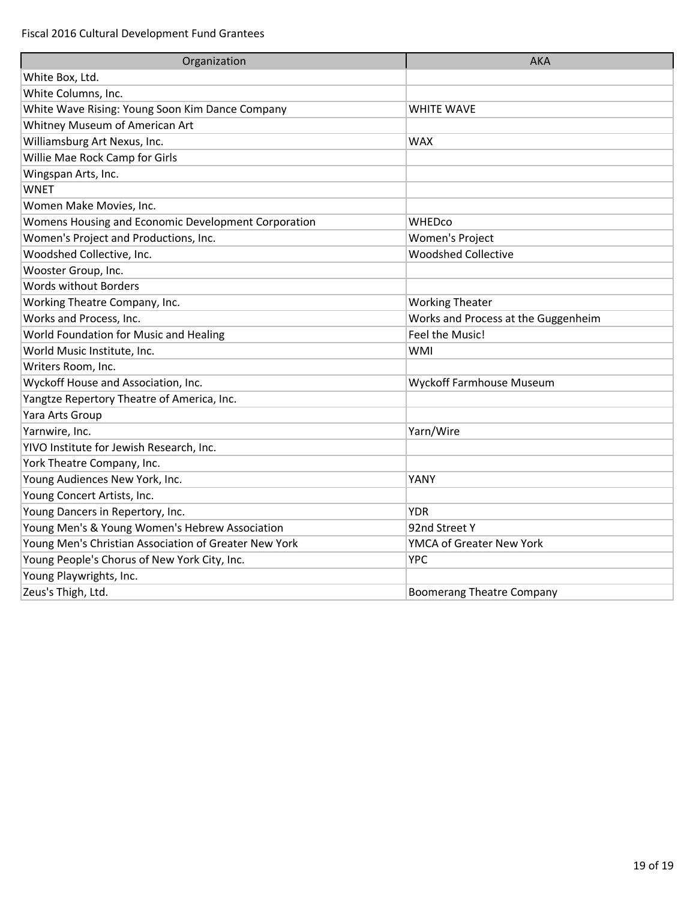Fiscal 2016 Cultural Development Fund Grantees

| Organization | AKA |
|---|---|
| White Box, Ltd. | |
| White Columns, Inc. | |
| White Wave Rising: Young Soon Kim Dance Company | WHITE WAVE |
| Whitney Museum of American Art | |
| Williamsburg Art Nexus, Inc. | WAX |
| Willie Mae Rock Camp for Girls | |
| Wingspan Arts, Inc. | |
| WNET | |
| Women Make Movies, Inc. | |
| Womens Housing and Economic Development Corporation | WHEDco |
| Women's Project and Productions, Inc. | Women's Project |
| Woodshed Collective, Inc. | Woodshed Collective |
| Wooster Group, Inc. | |
| Words without Borders | |
| Working Theatre Company, Inc. | Working Theater |
| Works and Process, Inc. | Works and Process at the Guggenheim |
| World Foundation for Music and Healing | Feel the Music! |
| World Music Institute, Inc. | WMI |
| Writers Room, Inc. | |
| Wyckoff House and Association, Inc. | Wyckoff Farmhouse Museum |
| Yangtze Repertory Theatre of America, Inc. | |
| Yara Arts Group | |
| Yarnwire, Inc. | Yarn/Wire |
| YIVO Institute for Jewish Research, Inc. | |
| York Theatre Company, Inc. | |
| Young Audiences New York, Inc. | YANY |
| Young Concert Artists, Inc. | |
| Young Dancers in Repertory, Inc. | YDR |
| Young Men's & Young Women's Hebrew Association | 92nd Street Y |
| Young Men's Christian Association of Greater New York | YMCA of Greater New York |
| Young People's Chorus of New York City, Inc. | YPC |
| Young Playwrights, Inc. | |
| Zeus's Thigh, Ltd. | Boomerang Theatre Company |